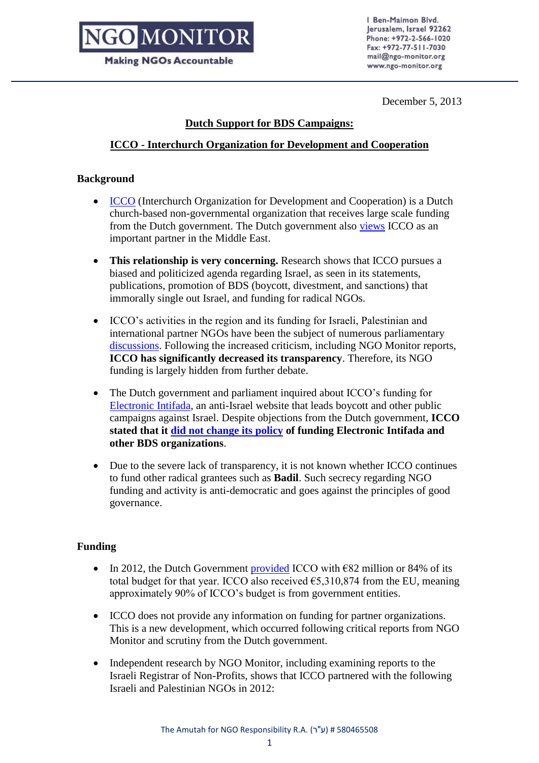NGO MONITOR
Making NGOs Accountable

1 Ben-Maimon Blvd.
Jerusalem, Israel 92262
Phone: +972-2-566-1020
Fax: +972-77-511-7030
mail@ngo-monitor.org
www.ngo-monitor.org

December 5, 2013

## Dutch Support for BDS Campaigns:

## ICCO - Interchurch Organization for Development and Cooperation

### Background

- ICCO (Interchurch Organization for Development and Cooperation) is a Dutch church-based non-governmental organization that receives large scale funding from the Dutch government. The Dutch government also views ICCO as an important partner in the Middle East.
- **This relationship is very concerning.** Research shows that ICCO pursues a biased and politicized agenda regarding Israel, as seen in its statements, publications, promotion of BDS (boycott, divestment, and sanctions) that immorally single out Israel, and funding for radical NGOs.
- ICCO's activities in the region and its funding for Israeli, Palestinian and international partner NGOs have been the subject of numerous parliamentary discussions. Following the increased criticism, including NGO Monitor reports, **ICCO has significantly decreased its transparency**. Therefore, its NGO funding is largely hidden from further debate.
- The Dutch government and parliament inquired about ICCO's funding for Electronic Intifada, an anti-Israel website that leads boycott and other public campaigns against Israel. Despite objections from the Dutch government, **ICCO stated that it did not change its policy of funding Electronic Intifada and other BDS organizations**.
- Due to the severe lack of transparency, it is not known whether ICCO continues to fund other radical grantees such as **Badil**. Such secrecy regarding NGO funding and activity is anti-democratic and goes against the principles of good governance.

### Funding

- In 2012, the Dutch Government provided ICCO with €82 million or 84% of its total budget for that year. ICCO also received €5,310,874 from the EU, meaning approximately 90% of ICCO's budget is from government entities.
- ICCO does not provide any information on funding for partner organizations. This is a new development, which occurred following critical reports from NGO Monitor and scrutiny from the Dutch government.
- Independent research by NGO Monitor, including examining reports to the Israeli Registrar of Non-Profits, shows that ICCO partnered with the following Israeli and Palestinian NGOs in 2012:

The Amutah for NGO Responsibility R.A. (ע"ר) # 580465508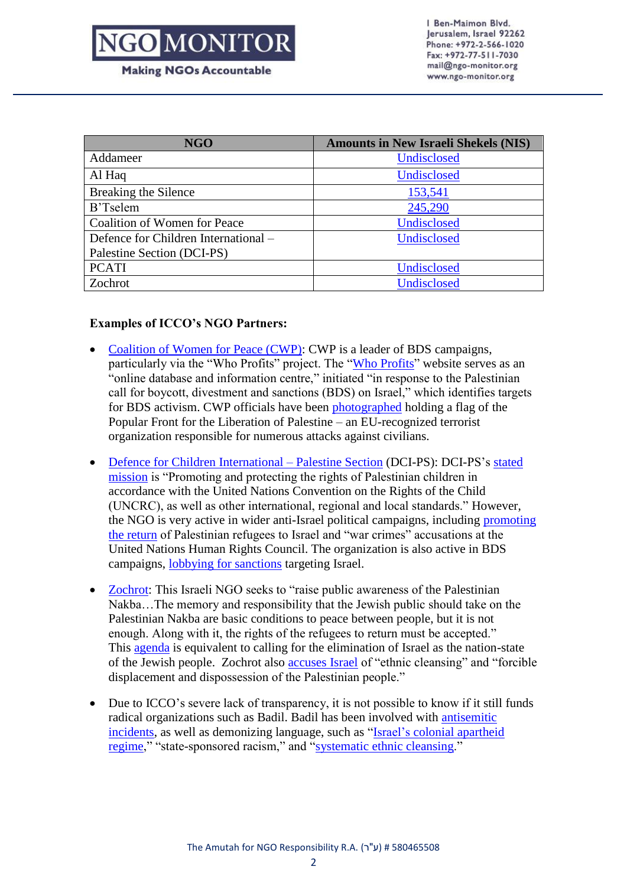| NGO | Amounts in New Israeli Shekels (NIS) |
| --- | --- |
| Addameer | Undisclosed |
| Al Haq | Undisclosed |
| Breaking the Silence | 153,541 |
| B'Tselem | 245,290 |
| Coalition of Women for Peace | Undisclosed |
| Defence for Children International – Palestine Section (DCI-PS) | Undisclosed |
| PCATI | Undisclosed |
| Zochrot | Undisclosed |

**Examples of ICCO's NGO Partners:**

- Coalition of Women for Peace (CWP): CWP is a leader of BDS campaigns, particularly via the "Who Profits" project. The "Who Profits" website serves as an "online database and information centre," initiated "in response to the Palestinian call for boycott, divestment and sanctions (BDS) on Israel," which identifies targets for BDS activism. CWP officials have been photographed holding a flag of the Popular Front for the Liberation of Palestine – an EU-recognized terrorist organization responsible for numerous attacks against civilians.

- Defence for Children International – Palestine Section (DCI-PS): DCI-PS's stated mission is "Promoting and protecting the rights of Palestinian children in accordance with the United Nations Convention on the Rights of the Child (UNCRC), as well as other international, regional and local standards." However, the NGO is very active in wider anti-Israel political campaigns, including promoting the return of Palestinian refugees to Israel and "war crimes" accusations at the United Nations Human Rights Council. The organization is also active in BDS campaigns, lobbying for sanctions targeting Israel.

- Zochrot: This Israeli NGO seeks to "raise public awareness of the Palestinian Nakba…The memory and responsibility that the Jewish public should take on the Palestinian Nakba are basic conditions to peace between people, but it is not enough. Along with it, the rights of the refugees to return must be accepted." This agenda is equivalent to calling for the elimination of Israel as the nation-state of the Jewish people. Zochrot also accuses Israel of "ethnic cleansing" and "forcible displacement and dispossession of the Palestinian people."

- Due to ICCO's severe lack of transparency, it is not possible to know if it still funds radical organizations such as Badil. Badil has been involved with antisemitic incidents, as well as demonizing language, such as "Israel's colonial apartheid regime," "state-sponsored racism," and "systematic ethnic cleansing."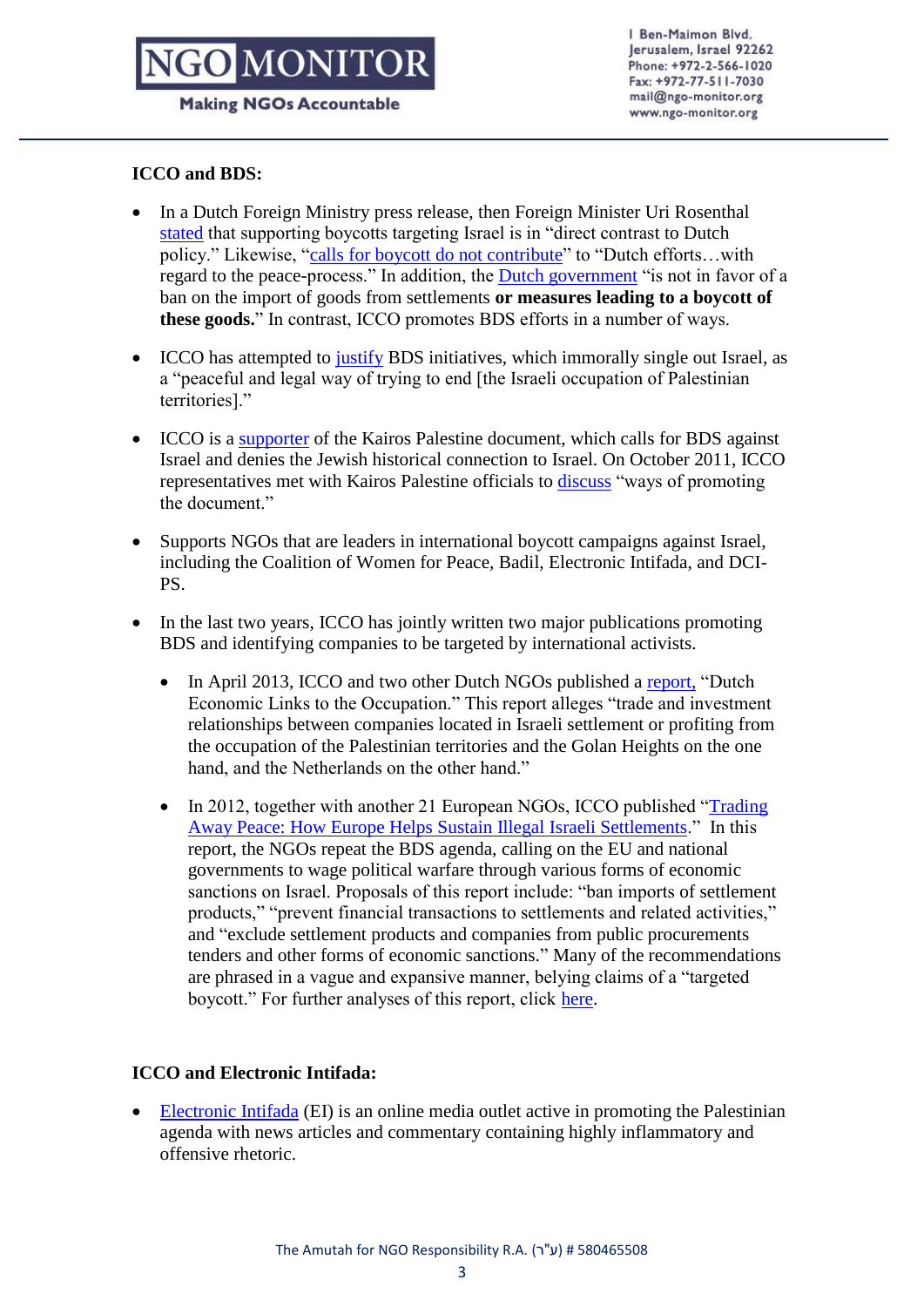**ICCO and BDS:**

- In a Dutch Foreign Ministry press release, then Foreign Minister Uri Rosenthal stated that supporting boycotts targeting Israel is in "direct contrast to Dutch policy." Likewise, "calls for boycott do not contribute" to "Dutch efforts…with regard to the peace-process." In addition, the Dutch government "is not in favor of a ban on the import of goods from settlements **or measures leading to a boycott of these goods.**" In contrast, ICCO promotes BDS efforts in a number of ways.

- ICCO has attempted to justify BDS initiatives, which immorally single out Israel, as a "peaceful and legal way of trying to end [the Israeli occupation of Palestinian territories]."

- ICCO is a supporter of the Kairos Palestine document, which calls for BDS against Israel and denies the Jewish historical connection to Israel. On October 2011, ICCO representatives met with Kairos Palestine officials to discuss "ways of promoting the document."

- Supports NGOs that are leaders in international boycott campaigns against Israel, including the Coalition of Women for Peace, Badil, Electronic Intifada, and DCI-PS.

- In the last two years, ICCO has jointly written two major publications promoting BDS and identifying companies to be targeted by international activists.
  - In April 2013, ICCO and two other Dutch NGOs published a report, "Dutch Economic Links to the Occupation." This report alleges "trade and investment relationships between companies located in Israeli settlement or profiting from the occupation of the Palestinian territories and the Golan Heights on the one hand, and the Netherlands on the other hand."
  - In 2012, together with another 21 European NGOs, ICCO published "Trading Away Peace: How Europe Helps Sustain Illegal Israeli Settlements." In this report, the NGOs repeat the BDS agenda, calling on the EU and national governments to wage political warfare through various forms of economic sanctions on Israel. Proposals of this report include: "ban imports of settlement products," "prevent financial transactions to settlements and related activities," and "exclude settlement products and companies from public procurements tenders and other forms of economic sanctions." Many of the recommendations are phrased in a vague and expansive manner, belying claims of a "targeted boycott." For further analyses of this report, click here.

**ICCO and Electronic Intifada:**

- Electronic Intifada (EI) is an online media outlet active in promoting the Palestinian agenda with news articles and commentary containing highly inflammatory and offensive rhetoric.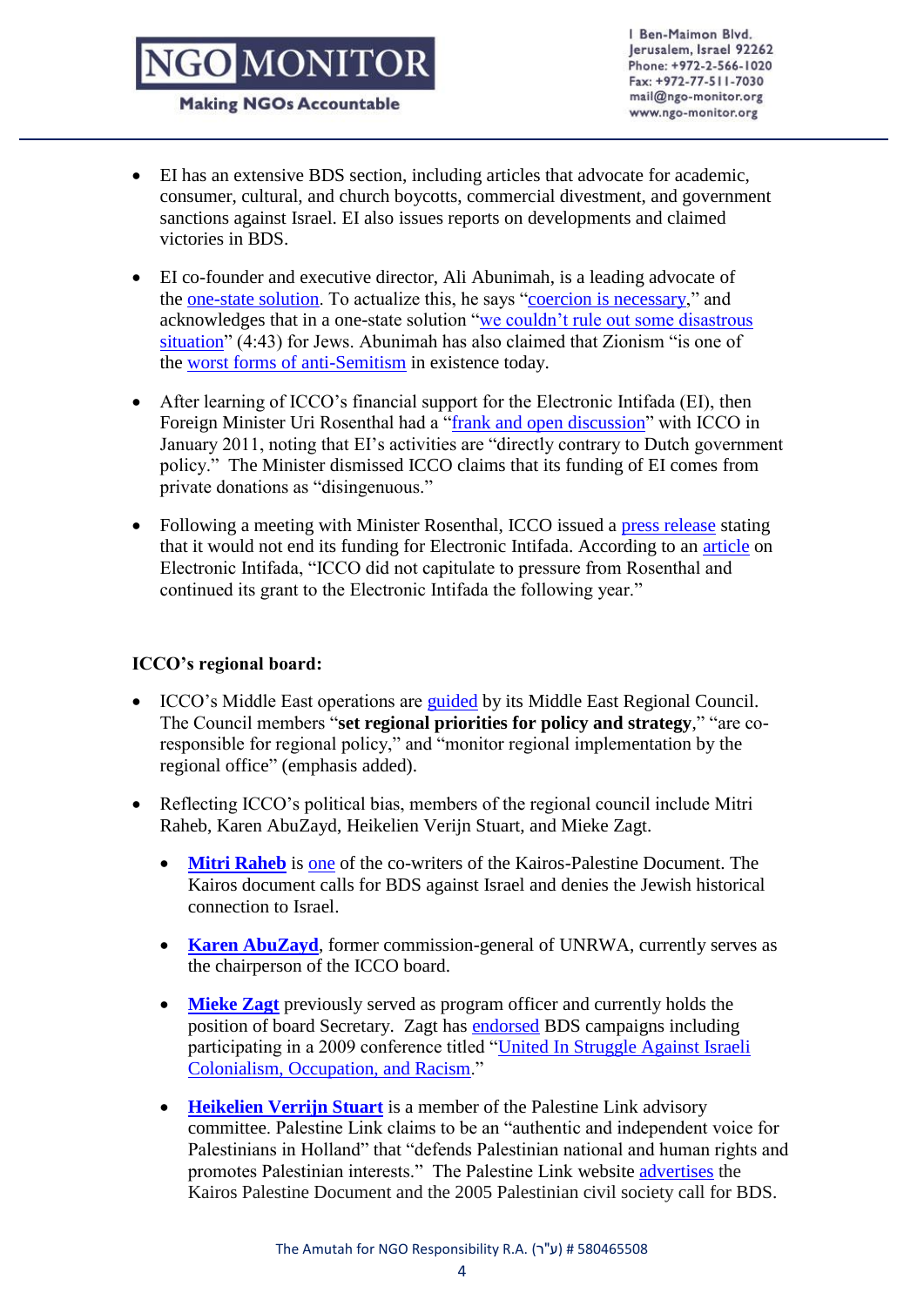- EI has an extensive BDS section, including articles that advocate for academic, consumer, cultural, and church boycotts, commercial divestment, and government sanctions against Israel. EI also issues reports on developments and claimed victories in BDS.

- EI co-founder and executive director, Ali Abunimah, is a leading advocate of the one-state solution. To actualize this, he says "coercion is necessary," and acknowledges that in a one-state solution "we couldn't rule out some disastrous situation" (4:43) for Jews. Abunimah has also claimed that Zionism "is one of the worst forms of anti-Semitism in existence today.

- After learning of ICCO's financial support for the Electronic Intifada (EI), then Foreign Minister Uri Rosenthal had a "frank and open discussion" with ICCO in January 2011, noting that EI's activities are "directly contrary to Dutch government policy." The Minister dismissed ICCO claims that its funding of EI comes from private donations as "disingenuous."

- Following a meeting with Minister Rosenthal, ICCO issued a press release stating that it would not end its funding for Electronic Intifada. According to an article on Electronic Intifada, "ICCO did not capitulate to pressure from Rosenthal and continued its grant to the Electronic Intifada the following year."

**ICCO's regional board:**

- ICCO's Middle East operations are guided by its Middle East Regional Council. The Council members "**set regional priorities for policy and strategy**," "are co-responsible for regional policy," and "monitor regional implementation by the regional office" (emphasis added).

- Reflecting ICCO's political bias, members of the regional council include Mitri Raheb, Karen AbuZayd, Heikelien Verijn Stuart, and Mieke Zagt.

  - **Mitri Raheb** is one of the co-writers of the Kairos-Palestine Document. The Kairos document calls for BDS against Israel and denies the Jewish historical connection to Israel.

  - **Karen AbuZayd**, former commission-general of UNRWA, currently serves as the chairperson of the ICCO board.

  - **Mieke Zagt** previously served as program officer and currently holds the position of board Secretary. Zagt has endorsed BDS campaigns including participating in a 2009 conference titled "United In Struggle Against Israeli Colonialism, Occupation, and Racism."

  - **Heikelien Verijn Stuart** is a member of the Palestine Link advisory committee. Palestine Link claims to be an "authentic and independent voice for Palestinians in Holland" that "defends Palestinian national and human rights and promotes Palestinian interests." The Palestine Link website advertises the Kairos Palestine Document and the 2005 Palestinian civil society call for BDS.